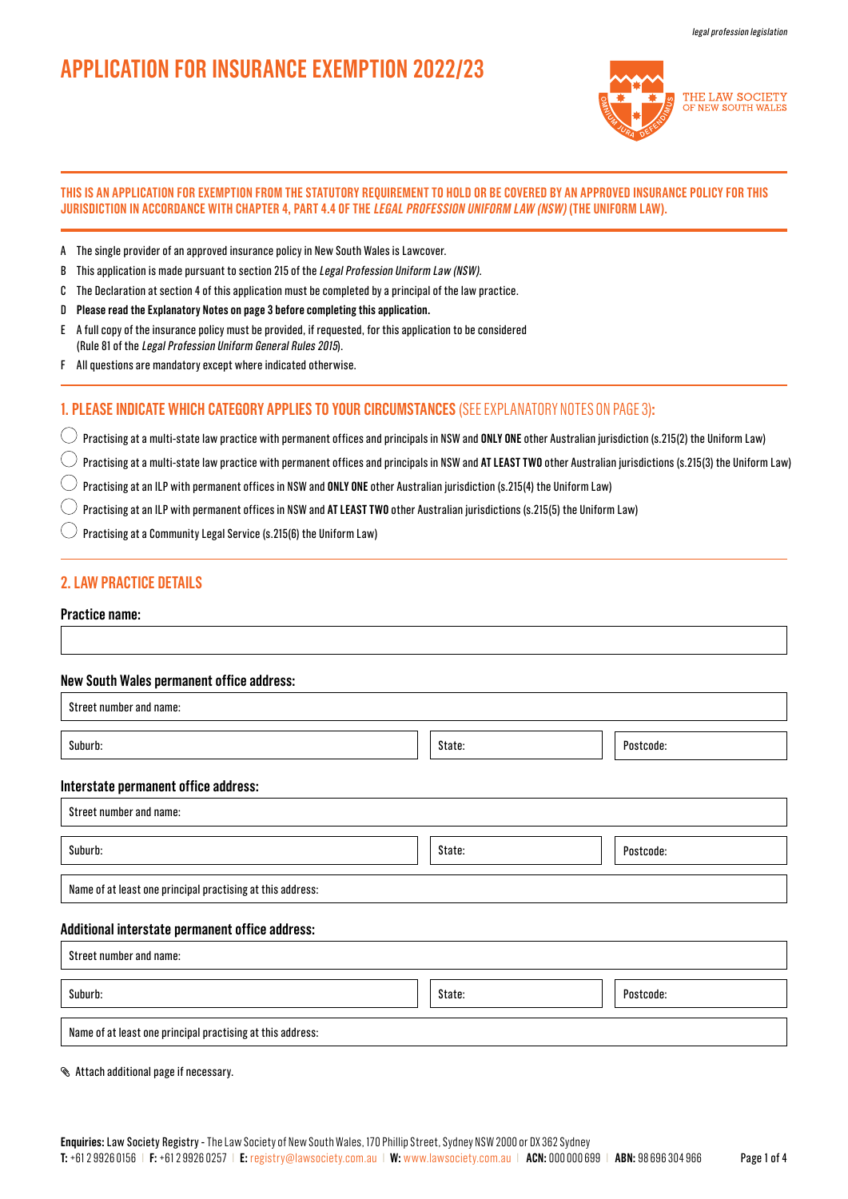*legal profession legislation*

# APPLICATION FOR INSURANCE EXEMPTION 2022/23

THE LAW SOCIETY OF NEW SOUTH WALES

**THIS IS AN APPLICATION FOR EXEMPTION FROM THE STATUTORY REQUIREMENT TO HOLD OR BE COVERED BY AN APPROVED INSURANCE POLICY FOR THIS JURISDICTION IN ACCORDANCE WITH CHAPTER 4, PART 4.4 OF THE *LEGAL PROFESSION UNIFORM LAW (NSW)* (THE UNIFORM LAW).**

A The single provider of an approved insurance policy in New South Wales is Lawcover.

B This application is made pursuant to section 215 of the *Legal Profession Uniform Law (NSW)*.

C The Declaration at section 4 of this application must be completed by a principal of the law practice.

D **Please read the Explanatory Notes on page 3 before completing this application.**

E A full copy of the insurance policy must be provided, if requested, for this application to be considered (Rule 81 of the *Legal Profession Uniform General Rules 2015*).

F All questions are mandatory except where indicated otherwise.

## 1. PLEASE INDICATE WHICH CATEGORY APPLIES TO YOUR CIRCUMSTANCES (SEE EXPLANATORY NOTES ON PAGE 3):

- ◯ Practising at a multi-state law practice with permanent offices and principals in NSW and **ONLY ONE** other Australian jurisdiction (s.215(2) the Uniform Law)
- ◯ Practising at a multi-state law practice with permanent offices and principals in NSW and **AT LEAST TWO** other Australian jurisdictions (s.215(3) the Uniform Law)
- ◯ Practising at an ILP with permanent offices in NSW and **ONLY ONE** other Australian jurisdiction (s.215(4) the Uniform Law)
- ◯ Practising at an ILP with permanent offices in NSW and **AT LEAST TWO** other Australian jurisdictions (s.215(5) the Uniform Law)
- ◯ Practising at a Community Legal Service (s.215(6) the Uniform Law)

## 2. LAW PRACTICE DETAILS

**Practice name:**

**New South Wales permanent office address:**

Street number and name:

Suburb: | State: | Postcode:

**Interstate permanent office address:**

Street number and name:

Suburb: | State: | Postcode:

Name of at least one principal practising at this address:

**Additional interstate permanent office address:**

Street number and name:

Suburb: | State: | Postcode:

Name of at least one principal practising at this address:

Attach additional page if necessary.

**Enquiries:** Law Society Registry - The Law Society of New South Wales, 170 Phillip Street, Sydney NSW 2000 or DX 362 Sydney
**T:** +61 2 9926 0156 | **F:** +61 2 9926 0257 | **E:** registry@lawsociety.com.au | **W:** www.lawsociety.com.au | **ACN:** 000 000 699 | **ABN:** 98 696 304 966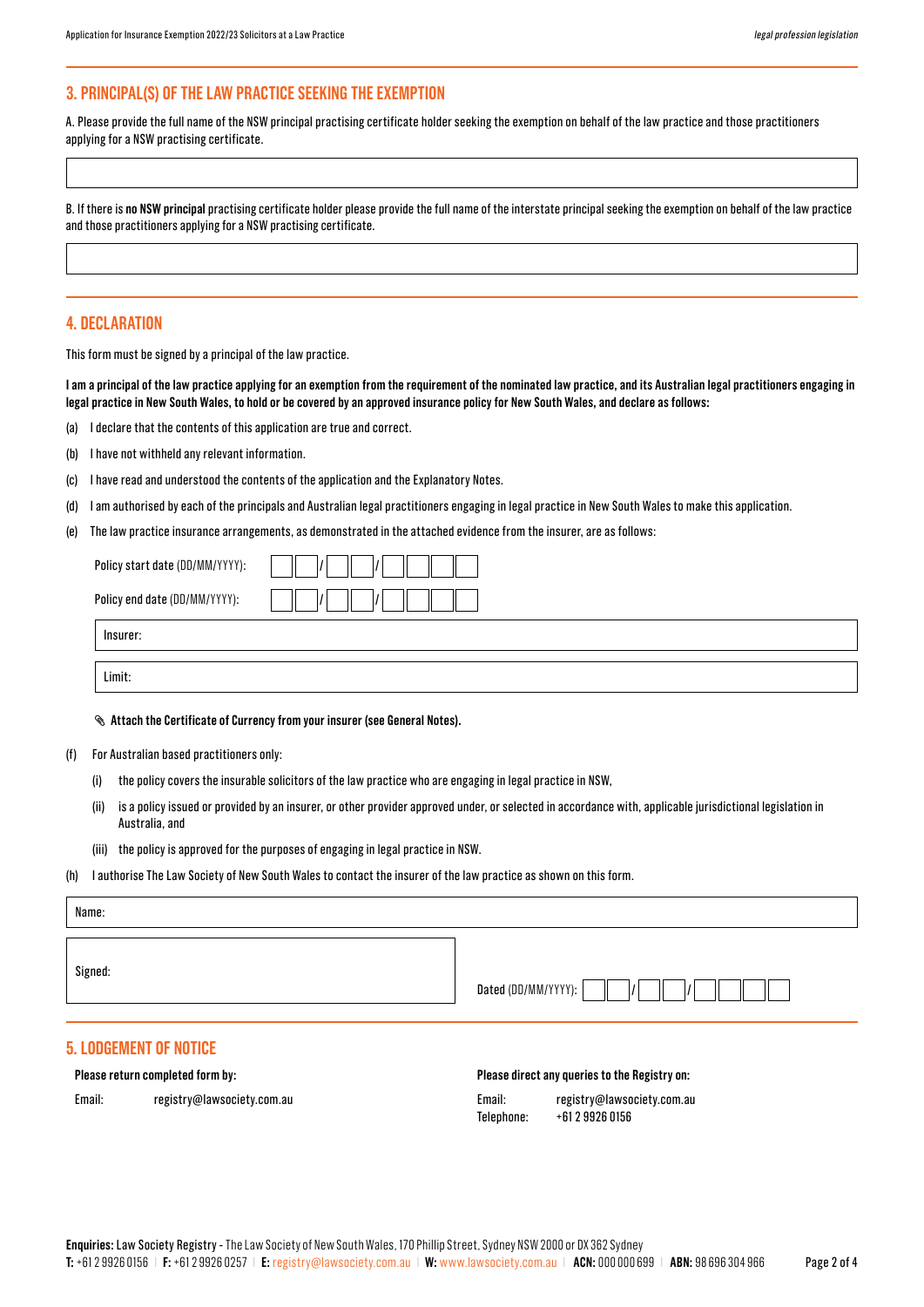## 3. PRINCIPAL(S) OF THE LAW PRACTICE SEEKING THE EXEMPTION

A. Please provide the full name of the NSW principal practising certificate holder seeking the exemption on behalf of the law practice and those practitioners applying for a NSW practising certificate.

B. If there is **no NSW principal** practising certificate holder please provide the full name of the interstate principal seeking the exemption on behalf of the law practice and those practitioners applying for a NSW practising certificate.

## 4. DECLARATION

This form must be signed by a principal of the law practice.

**I am a principal of the law practice applying for an exemption from the requirement of the nominated law practice, and its Australian legal practitioners engaging in legal practice in New South Wales, to hold or be covered by an approved insurance policy for New South Wales, and declare as follows:**

(a) I declare that the contents of this application are true and correct.

(b) I have not withheld any relevant information.

(c) I have read and understood the contents of the application and the Explanatory Notes.

(d) I am authorised by each of the principals and Australian legal practitioners engaging in legal practice in New South Wales to make this application.

(e) The law practice insurance arrangements, as demonstrated in the attached evidence from the insurer, are as follows:

Policy start date (DD/MM/YYYY): __ __ / __ __ / __ __ __ __

Policy end date (DD/MM/YYYY): __ __ / __ __ / __ __ __ __

Insurer:

Limit:

✎ **Attach the Certificate of Currency from your insurer (see General Notes).**

(f) For Australian based practitioners only:

(i) the policy covers the insurable solicitors of the law practice who are engaging in legal practice in NSW,

(ii) is a policy issued or provided by an insurer, or other provider approved under, or selected in accordance with, applicable jurisdictional legislation in Australia, and

(iii) the policy is approved for the purposes of engaging in legal practice in NSW.

(h) I authorise The Law Society of New South Wales to contact the insurer of the law practice as shown on this form.

Name:

Signed:

Dated (DD/MM/YYYY): __ __ / __ __ / __ __ __ __

## 5. LODGEMENT OF NOTICE

**Please return completed form by:**

Email: registry@lawsociety.com.au

**Please direct any queries to the Registry on:**

Email: registry@lawsociety.com.au

Telephone: +61 2 9926 0156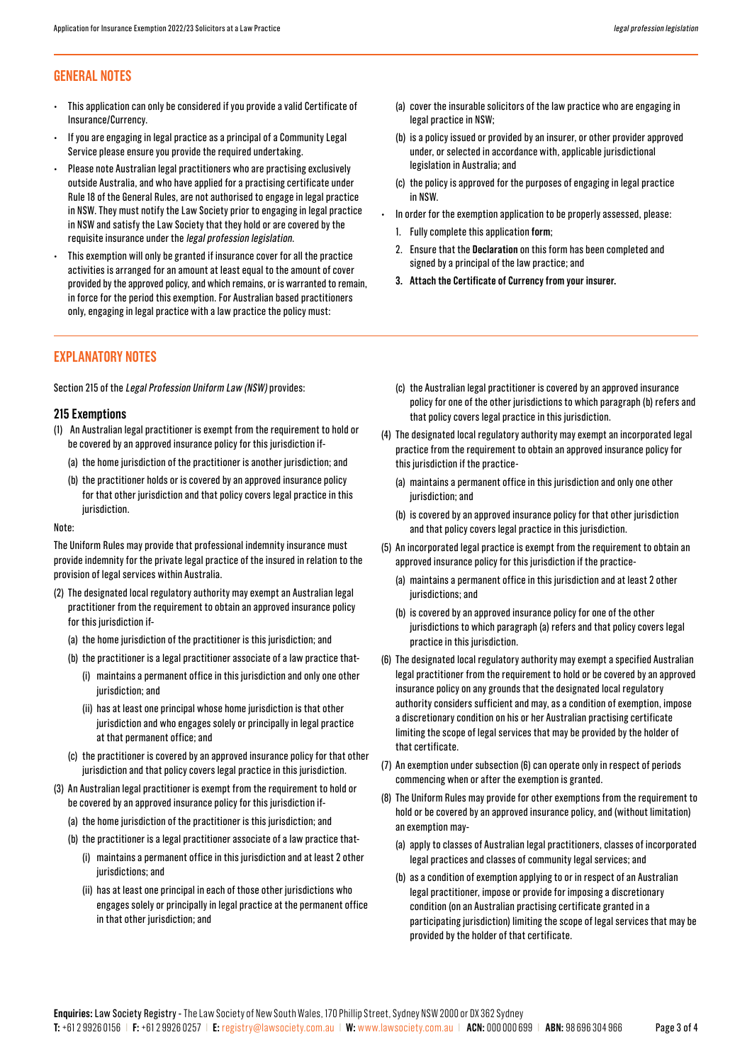## GENERAL NOTES

- This application can only be considered if you provide a valid Certificate of Insurance/Currency.
- If you are engaging in legal practice as a principal of a Community Legal Service please ensure you provide the required undertaking.
- Please note Australian legal practitioners who are practising exclusively outside Australia, and who have applied for a practising certificate under Rule 18 of the General Rules, are not authorised to engage in legal practice in NSW. They must notify the Law Society prior to engaging in legal practice in NSW and satisfy the Law Society that they hold or are covered by the requisite insurance under the *legal profession legislation*.
- This exemption will only be granted if insurance cover for all the practice activities is arranged for an amount at least equal to the amount of cover provided by the approved policy, and which remains, or is warranted to remain, in force for the period this exemption. For Australian based practitioners only, engaging in legal practice with a law practice the policy must:
  - (a) cover the insurable solicitors of the law practice who are engaging in legal practice in NSW;
  - (b) is a policy issued or provided by an insurer, or other provider approved under, or selected in accordance with, applicable jurisdictional legislation in Australia; and
  - (c) the policy is approved for the purposes of engaging in legal practice in NSW.
- In order for the exemption application to be properly assessed, please:
  1. Fully complete this application **form**;
  2. Ensure that the **Declaration** on this form has been completed and signed by a principal of the law practice; and
  3. **Attach the Certificate of Currency from your insurer.**

## EXPLANATORY NOTES

Section 215 of the *Legal Profession Uniform Law (NSW)* provides:

### 215 Exemptions

(1) An Australian legal practitioner is exempt from the requirement to hold or be covered by an approved insurance policy for this jurisdiction if-

- (a) the home jurisdiction of the practitioner is another jurisdiction; and
- (b) the practitioner holds or is covered by an approved insurance policy for that other jurisdiction and that policy covers legal practice in this jurisdiction.

Note:

The Uniform Rules may provide that professional indemnity insurance must provide indemnity for the private legal practice of the insured in relation to the provision of legal services within Australia.

(2) The designated local regulatory authority may exempt an Australian legal practitioner from the requirement to obtain an approved insurance policy for this jurisdiction if-

- (a) the home jurisdiction of the practitioner is this jurisdiction; and
- (b) the practitioner is a legal practitioner associate of a law practice that-
  - (i) maintains a permanent office in this jurisdiction and only one other jurisdiction; and
  - (ii) has at least one principal whose home jurisdiction is that other jurisdiction and who engages solely or principally in legal practice at that permanent office; and
- (c) the practitioner is covered by an approved insurance policy for that other jurisdiction and that policy covers legal practice in this jurisdiction.

(3) An Australian legal practitioner is exempt from the requirement to hold or be covered by an approved insurance policy for this jurisdiction if-

- (a) the home jurisdiction of the practitioner is this jurisdiction; and
- (b) the practitioner is a legal practitioner associate of a law practice that-
  - (i) maintains a permanent office in this jurisdiction and at least 2 other jurisdictions; and
  - (ii) has at least one principal in each of those other jurisdictions who engages solely or principally in legal practice at the permanent office in that other jurisdiction; and
- (c) the Australian legal practitioner is covered by an approved insurance policy for one of the other jurisdictions to which paragraph (b) refers and that policy covers legal practice in this jurisdiction.

(4) The designated local regulatory authority may exempt an incorporated legal practice from the requirement to obtain an approved insurance policy for this jurisdiction if the practice-

- (a) maintains a permanent office in this jurisdiction and only one other jurisdiction; and
- (b) is covered by an approved insurance policy for that other jurisdiction and that policy covers legal practice in this jurisdiction.

(5) An incorporated legal practice is exempt from the requirement to obtain an approved insurance policy for this jurisdiction if the practice-

- (a) maintains a permanent office in this jurisdiction and at least 2 other jurisdictions; and
- (b) is covered by an approved insurance policy for one of the other jurisdictions to which paragraph (a) refers and that policy covers legal practice in this jurisdiction.

(6) The designated local regulatory authority may exempt a specified Australian legal practitioner from the requirement to hold or be covered by an approved insurance policy on any grounds that the designated local regulatory authority considers sufficient and may, as a condition of exemption, impose a discretionary condition on his or her Australian practising certificate limiting the scope of legal services that may be provided by the holder of that certificate.

(7) An exemption under subsection (6) can operate only in respect of periods commencing when or after the exemption is granted.

(8) The Uniform Rules may provide for other exemptions from the requirement to hold or be covered by an approved insurance policy, and (without limitation) an exemption may-

- (a) apply to classes of Australian legal practitioners, classes of incorporated legal practices and classes of community legal services; and
- (b) as a condition of exemption applying to or in respect of an Australian legal practitioner, impose or provide for imposing a discretionary condition (on an Australian practising certificate granted in a participating jurisdiction) limiting the scope of legal services that may be provided by the holder of that certificate.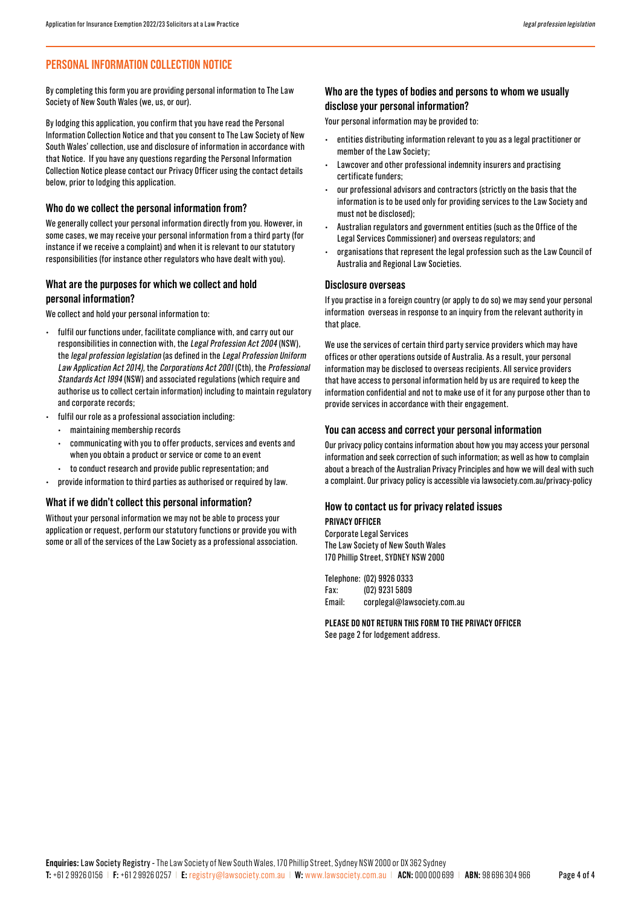## PERSONAL INFORMATION COLLECTION NOTICE

By completing this form you are providing personal information to The Law Society of New South Wales (we, us, or our).

By lodging this application, you confirm that you have read the Personal Information Collection Notice and that you consent to The Law Society of New South Wales' collection, use and disclosure of information in accordance with that Notice. If you have any questions regarding the Personal Information Collection Notice please contact our Privacy Officer using the contact details below, prior to lodging this application.

### Who do we collect the personal information from?

We generally collect your personal information directly from you. However, in some cases, we may receive your personal information from a third party (for instance if we receive a complaint) and when it is relevant to our statutory responsibilities (for instance other regulators who have dealt with you).

### What are the purposes for which we collect and hold personal information?

We collect and hold your personal information to:

- fulfil our functions under, facilitate compliance with, and carry out our responsibilities in connection with, the *Legal Profession Act 2004* (NSW), the *legal profession legislation* (as defined in the *Legal Profession Uniform Law Application Act 2014)*, the *Corporations Act 2001* (Cth), the *Professional Standards Act 1994* (NSW) and associated regulations (which require and authorise us to collect certain information) including to maintain regulatory and corporate records;
- fulfil our role as a professional association including:
  - maintaining membership records
  - communicating with you to offer products, services and events and when you obtain a product or service or come to an event
  - to conduct research and provide public representation; and
- provide information to third parties as authorised or required by law.

### What if we didn't collect this personal information?

Without your personal information we may not be able to process your application or request, perform our statutory functions or provide you with some or all of the services of the Law Society as a professional association.

### Who are the types of bodies and persons to whom we usually disclose your personal information?

Your personal information may be provided to:

- entities distributing information relevant to you as a legal practitioner or member of the Law Society;
- Lawcover and other professional indemnity insurers and practising certificate funders;
- our professional advisors and contractors (strictly on the basis that the information is to be used only for providing services to the Law Society and must not be disclosed);
- Australian regulators and government entities (such as the Office of the Legal Services Commissioner) and overseas regulators; and
- organisations that represent the legal profession such as the Law Council of Australia and Regional Law Societies.

### Disclosure overseas

If you practise in a foreign country (or apply to do so) we may send your personal information overseas in response to an inquiry from the relevant authority in that place.

We use the services of certain third party service providers which may have offices or other operations outside of Australia. As a result, your personal information may be disclosed to overseas recipients. All service providers that have access to personal information held by us are required to keep the information confidential and not to make use of it for any purpose other than to provide services in accordance with their engagement.

### You can access and correct your personal information

Our privacy policy contains information about how you may access your personal information and seek correction of such information; as well as how to complain about a breach of the Australian Privacy Principles and how we will deal with such a complaint. Our privacy policy is accessible via lawsociety.com.au/privacy-policy

### How to contact us for privacy related issues

**PRIVACY OFFICER**
Corporate Legal Services
The Law Society of New South Wales
170 Phillip Street, SYDNEY NSW 2000

Telephone: (02) 9926 0333
Fax: (02) 9231 5809
Email: corplegal@lawsociety.com.au

**PLEASE DO NOT RETURN THIS FORM TO THE PRIVACY OFFICER**
See page 2 for lodgement address.

**Enquiries:** Law Society Registry - The Law Society of New South Wales, 170 Phillip Street, Sydney NSW 2000 or DX 362 Sydney
**T:** +61 2 9926 0156 | **F:** +61 2 9926 0257 | **E:** registry@lawsociety.com.au | **W:** www.lawsociety.com.au | **ACN:** 000 000 699 | **ABN:** 98 696 304 966